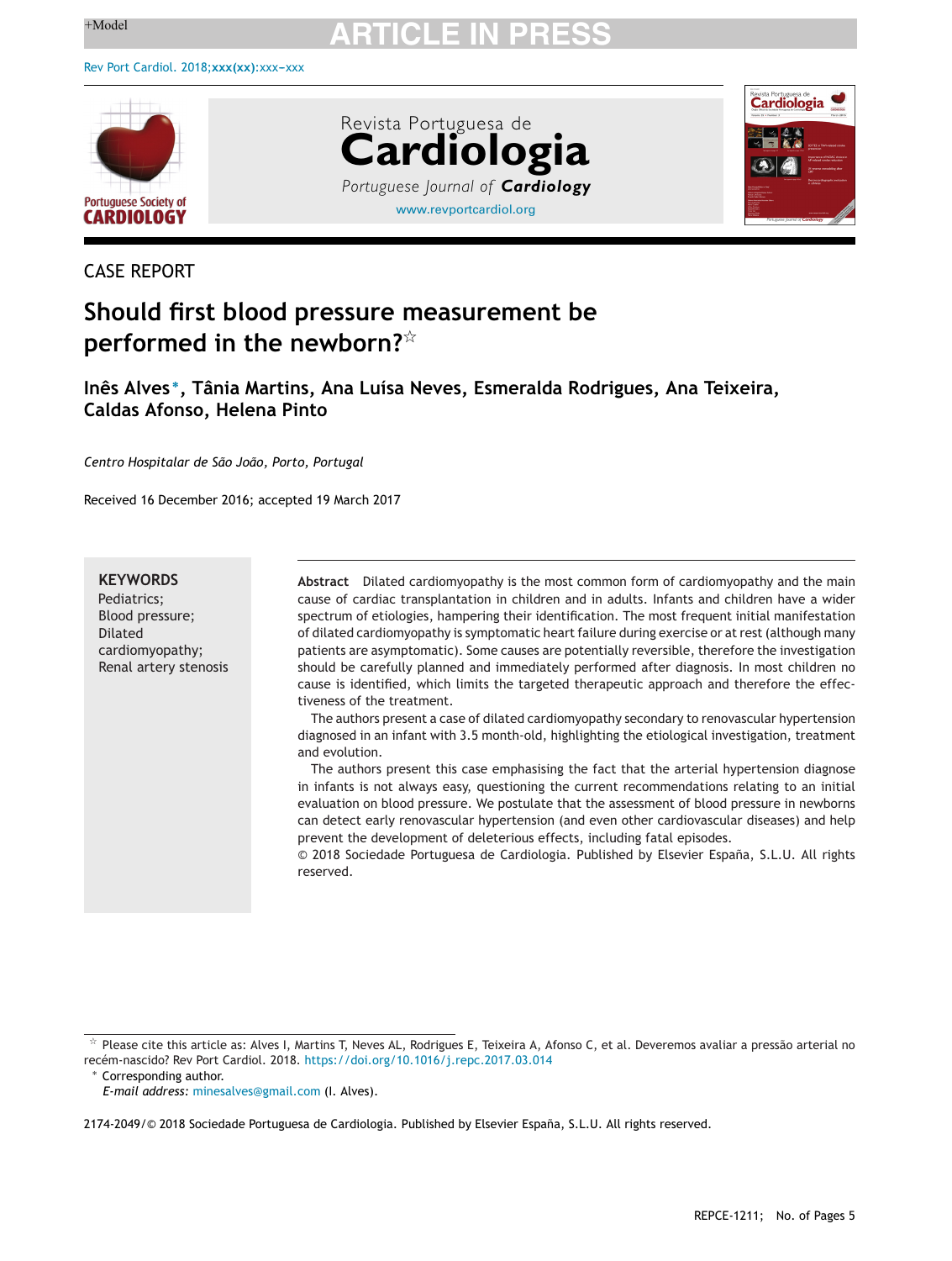CASE REPORT

# Should first blood pressure measurement be performed in the newborn?☆

**Inês Alves*, Tânia Martins, Ana Luísa Neves, Esmeralda Rodrigues, Ana Teixeira, Caldas Afonso, Helena Pinto**

*Centro Hospitalar de São João, Porto, Portugal*

Received 16 December 2016; accepted 19 March 2017

**KEYWORDS**
Pediatrics;
Blood pressure;
Dilated cardiomyopathy;
Renal artery stenosis

**Abstract** Dilated cardiomyopathy is the most common form of cardiomyopathy and the main cause of cardiac transplantation in children and in adults. Infants and children have a wider spectrum of etiologies, hampering their identification. The most frequent initial manifestation of dilated cardiomyopathy is symptomatic heart failure during exercise or at rest (although many patients are asymptomatic). Some causes are potentially reversible, therefore the investigation should be carefully planned and immediately performed after diagnosis. In most children no cause is identified, which limits the targeted therapeutic approach and therefore the effectiveness of the treatment.

The authors present a case of dilated cardiomyopathy secondary to renovascular hypertension diagnosed in an infant with 3.5 month-old, highlighting the etiological investigation, treatment and evolution.

The authors present this case emphasising the fact that the arterial hypertension diagnose in infants is not always easy, questioning the current recommendations relating to an initial evaluation on blood pressure. We postulate that the assessment of blood pressure in newborns can detect early renovascular hypertension (and even other cardiovascular diseases) and help prevent the development of deleterious effects, including fatal episodes.

© 2018 Sociedade Portuguesa de Cardiologia. Published by Elsevier España, S.L.U. All rights reserved.

☆ Please cite this article as: Alves I, Martins T, Neves AL, Rodrigues E, Teixeira A, Afonso C, et al. Deveremos avaliar a pressão arterial no recém-nascido? Rev Port Cardiol. 2018. https://doi.org/10.1016/j.repc.2017.03.014

* Corresponding author.
*E-mail address:* minesalves@gmail.com (I. Alves).

2174-2049/© 2018 Sociedade Portuguesa de Cardiologia. Published by Elsevier España, S.L.U. All rights reserved.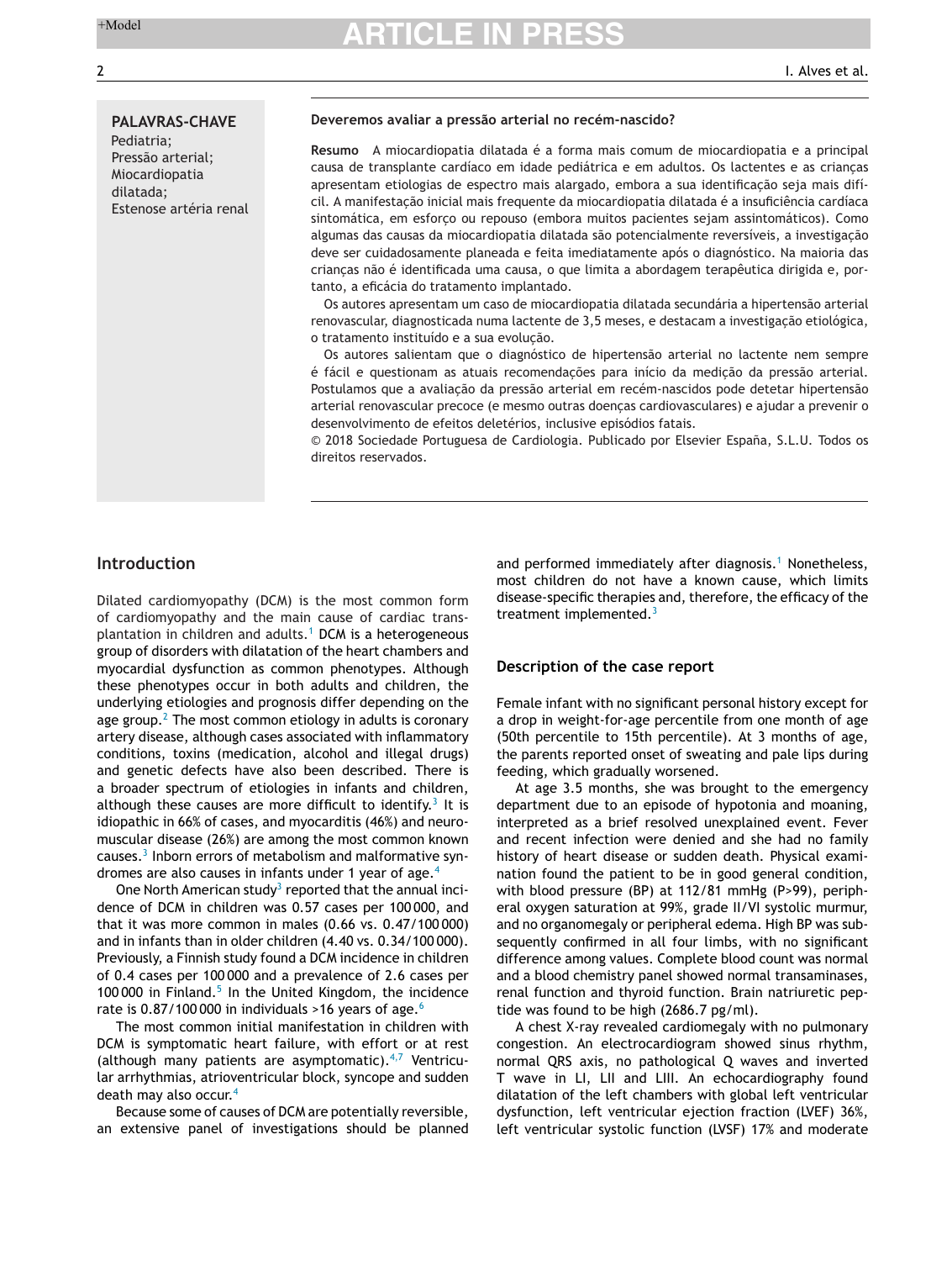**PALAVRAS-CHAVE**
Pediatria;
Pressão arterial;
Miocardiopatia dilatada;
Estenose artéria renal

**Deveremos avaliar a pressão arterial no recém-nascido?**

**Resumo** A miocardiopatia dilatada é a forma mais comum de miocardiopatia e a principal causa de transplante cardíaco em idade pediátrica e em adultos. Os lactentes e as crianças apresentam etiologias de espectro mais alargado, embora a sua identificação seja mais difícil. A manifestação inicial mais frequente da miocardiopatia dilatada é a insuficiência cardíaca sintomática, em esforço ou repouso (embora muitos pacientes sejam assintomáticos). Como algumas das causas da miocardiopatia dilatada são potencialmente reversíveis, a investigação deve ser cuidadosamente planeada e feita imediatamente após o diagnóstico. Na maioria das crianças não é identificada uma causa, o que limita a abordagem terapêutica dirigida e, portanto, a eficácia do tratamento implantado.

Os autores apresentam um caso de miocardiopatia dilatada secundária a hipertensão arterial renovascular, diagnosticada numa lactente de 3,5 meses, e destacam a investigação etiológica, o tratamento instituído e a sua evolução.

Os autores salientam que o diagnóstico de hipertensão arterial no lactente nem sempre é fácil e questionam as atuais recomendações para início da medição da pressão arterial. Postulamos que a avaliação da pressão arterial em recém-nascidos pode detetar hipertensão arterial renovascular precoce (e mesmo outras doenças cardiovasculares) e ajudar a prevenir o desenvolvimento de efeitos deletérios, inclusive episódios fatais.

© 2018 Sociedade Portuguesa de Cardiologia. Publicado por Elsevier España, S.L.U. Todos os direitos reservados.

## Introduction

Dilated cardiomyopathy (DCM) is the most common form of cardiomyopathy and the main cause of cardiac transplantation in children and adults.[1] DCM is a heterogeneous group of disorders with dilatation of the heart chambers and myocardial dysfunction as common phenotypes. Although these phenotypes occur in both adults and children, the underlying etiologies and prognosis differ depending on the age group.[2] The most common etiology in adults is coronary artery disease, although cases associated with inflammatory conditions, toxins (medication, alcohol and illegal drugs) and genetic defects have also been described. There is a broader spectrum of etiologies in infants and children, although these causes are more difficult to identify.[3] It is idiopathic in 66% of cases, and myocarditis (46%) and neuromuscular disease (26%) are among the most common known causes.[3] Inborn errors of metabolism and malformative syndromes are also causes in infants under 1 year of age.[4]

One North American study[3] reported that the annual incidence of DCM in children was 0.57 cases per 100 000, and that it was more common in males (0.66 vs. 0.47/100 000) and in infants than in older children (4.40 vs. 0.34/100 000). Previously, a Finnish study found a DCM incidence in children of 0.4 cases per 100 000 and a prevalence of 2.6 cases per 100 000 in Finland.[5] In the United Kingdom, the incidence rate is 0.87/100 000 in individuals >16 years of age.[6]

The most common initial manifestation in children with DCM is symptomatic heart failure, with effort or at rest (although many patients are asymptomatic).[4,7] Ventricular arrhythmias, atrioventricular block, syncope and sudden death may also occur.[4]

Because some of causes of DCM are potentially reversible, an extensive panel of investigations should be planned and performed immediately after diagnosis.[1] Nonetheless, most children do not have a known cause, which limits disease-specific therapies and, therefore, the efficacy of the treatment implemented.[3]

## Description of the case report

Female infant with no significant personal history except for a drop in weight-for-age percentile from one month of age (50th percentile to 15th percentile). At 3 months of age, the parents reported onset of sweating and pale lips during feeding, which gradually worsened.

At age 3.5 months, she was brought to the emergency department due to an episode of hypotonia and moaning, interpreted as a brief resolved unexplained event. Fever and recent infection were denied and she had no family history of heart disease or sudden death. Physical examination found the patient to be in good general condition, with blood pressure (BP) at 112/81 mmHg (P>99), peripheral oxygen saturation at 99%, grade II/VI systolic murmur, and no organomegaly or peripheral edema. High BP was subsequently confirmed in all four limbs, with no significant difference among values. Complete blood count was normal and a blood chemistry panel showed normal transaminases, renal function and thyroid function. Brain natriuretic peptide was found to be high (2686.7 pg/ml).

A chest X-ray revealed cardiomegaly with no pulmonary congestion. An electrocardiogram showed sinus rhythm, normal QRS axis, no pathological Q waves and inverted T wave in LI, LII and LIII. An echocardiography found dilatation of the left chambers with global left ventricular dysfunction, left ventricular ejection fraction (LVEF) 36%, left ventricular systolic function (LVSF) 17% and moderate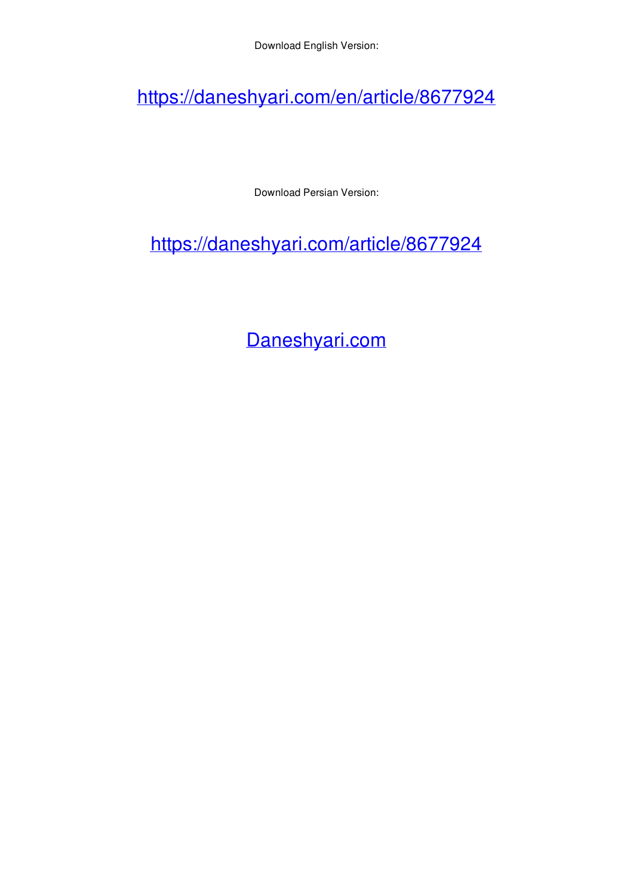Download English Version:

https://daneshyari.com/en/article/8677924

Download Persian Version:

https://daneshyari.com/article/8677924

Daneshyari.com